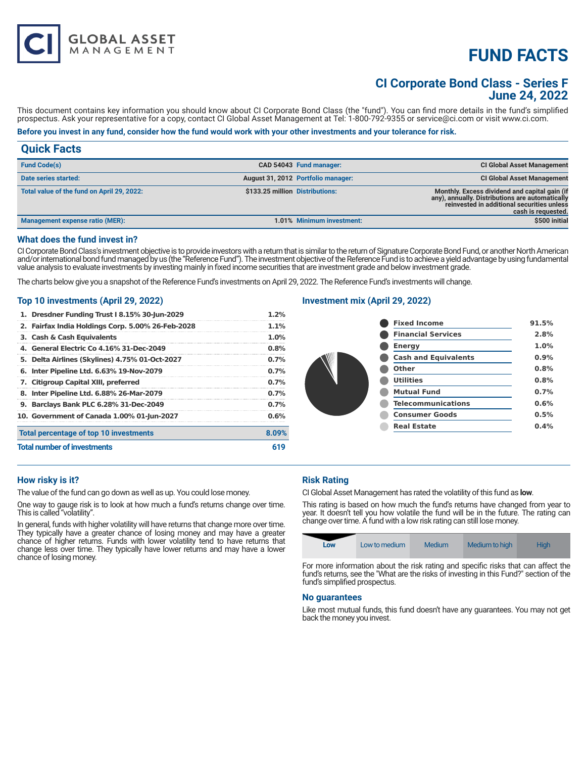# FUND FACTS

## CI Corporate Bond Class - Series F
## June 24, 2022

CI GLOBAL ASSET MANAGEMENT

This document contains key information you should know about CI Corporate Bond Class (the "fund"). You can find more details in the fund's simplified prospectus. Ask your representative for a copy, contact CI Global Asset Management at Tel: 1-800-792-9355 or service@ci.com or visit www.ci.com.

**Before you invest in any fund, consider how the fund would work with your other investments and your tolerance for risk.**

## Quick Facts

| | | | |
|---|---|---|---|
| **Fund Code(s)** | CAD 54043 | **Fund manager:** | CI Global Asset Management |
| **Date series started:** | August 31, 2012 | **Portfolio manager:** | CI Global Asset Management |
| **Total value of the fund on April 29, 2022:** | $133.25 million | **Distributions:** | Monthly. Excess dividend and capital gain (if any), annually. Distributions are automatically reinvested in additional securities unless cash is requested. |
| **Management expense ratio (MER):** | 1.01% | **Minimum investment:** | $500 initial |

### What does the fund invest in?

CI Corporate Bond Class's investment objective is to provide investors with a return that is similar to the return of Signature Corporate Bond Fund, or another North American and/or international bond fund managed by us (the "Reference Fund"). The investment objective of the Reference Fund is to achieve a yield advantage by using fundamental value analysis to evaluate investments by investing mainly in fixed income securities that are investment grade and below investment grade.

The charts below give you a snapshot of the Reference Fund's investments on April 29, 2022. The Reference Fund's investments will change.

### Top 10 investments (April 29, 2022)

| | |
|---|---|
| 1. Dresdner Funding Trust I 8.15% 30-Jun-2029 | 1.2% |
| 2. Fairfax India Holdings Corp. 5.00% 26-Feb-2028 | 1.1% |
| 3. Cash & Cash Equivalents | 1.0% |
| 4. General Electric Co 4.16% 31-Dec-2049 | 0.8% |
| 5. Delta Airlines (Skylines) 4.75% 01-Oct-2027 | 0.7% |
| 6. Inter Pipeline Ltd. 6.63% 19-Nov-2079 | 0.7% |
| 7. Citigroup Capital XIII, preferred | 0.7% |
| 8. Inter Pipeline Ltd. 6.88% 26-Mar-2079 | 0.7% |
| 9. Barclays Bank PLC 6.28% 31-Dec-2049 | 0.7% |
| 10. Government of Canada 1.00% 01-Jun-2027 | 0.6% |
| **Total percentage of top 10 investments** | **8.09%** |
| **Total number of investments** | **619** |

### Investment mix (April 29, 2022)

| | |
|---|---|
| Fixed Income | 91.5% |
| Financial Services | 2.8% |
| Energy | 1.0% |
| Cash and Equivalents | 0.9% |
| Other | 0.8% |
| Utilities | 0.8% |
| Mutual Fund | 0.7% |
| Telecommunications | 0.6% |
| Consumer Goods | 0.5% |
| Real Estate | 0.4% |

### How risky is it?

The value of the fund can go down as well as up. You could lose money.

One way to gauge risk is to look at how much a fund's returns change over time. This is called "volatility".

In general, funds with higher volatility will have returns that change more over time. They typically have a greater chance of losing money and may have a greater chance of higher returns. Funds with lower volatility tend to have returns that change less over time. They typically have lower returns and may have a lower chance of losing money.

### Risk Rating

CI Global Asset Management has rated the volatility of this fund as **low**.

This rating is based on how much the fund's returns have changed from year to year. It doesn't tell you how volatile the fund will be in the future. The rating can change over time. A fund with a low risk rating can still lose money.

| **Low** | Low to medium | Medium | Medium to high | High |
|---|---|---|---|---|

For more information about the risk rating and specific risks that can affect the fund's returns, see the "What are the risks of investing in this Fund?" section of the fund's simplified prospectus.

### No guarantees

Like most mutual funds, this fund doesn't have any guarantees. You may not get back the money you invest.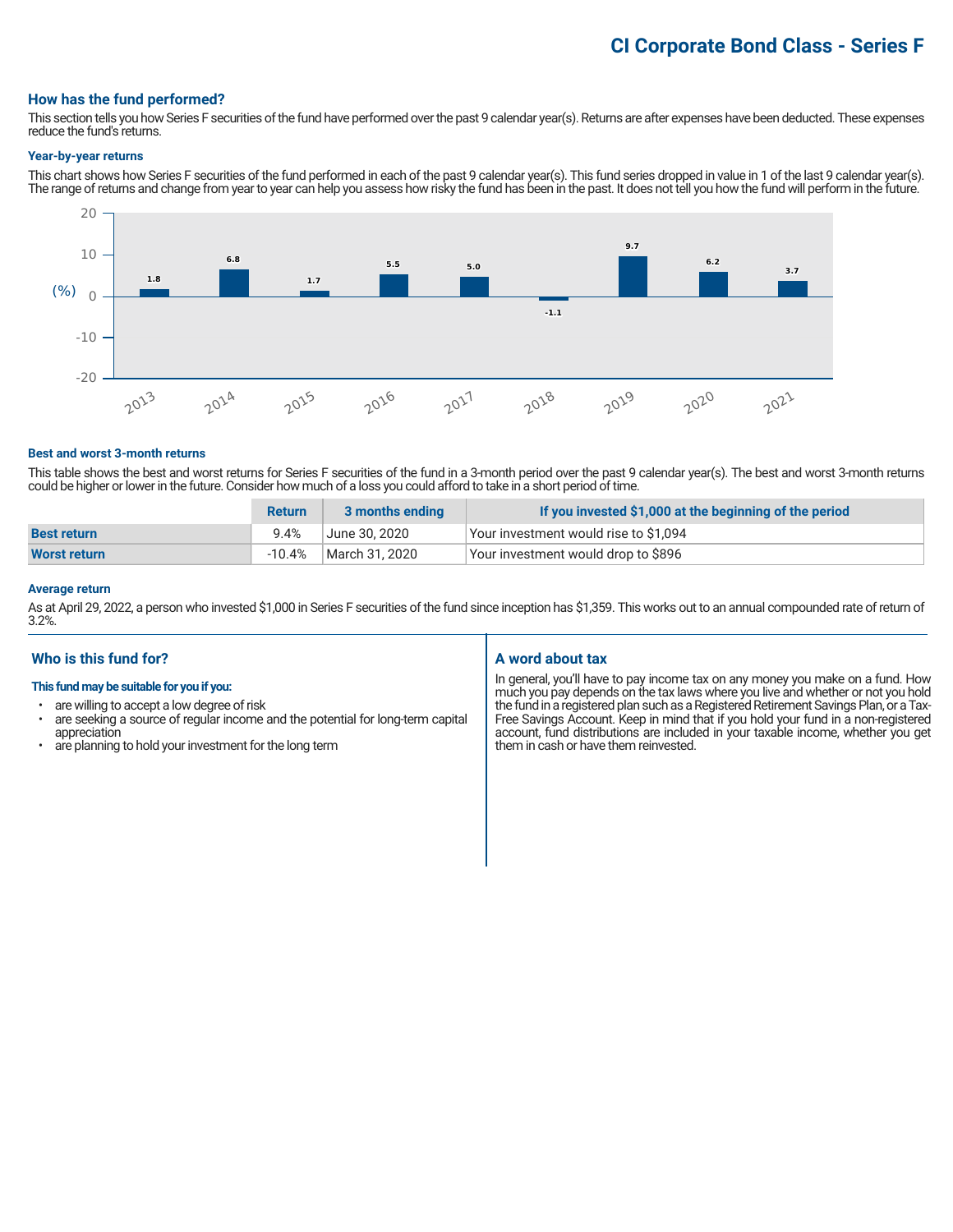# CI Corporate Bond Class - Series F

## How has the fund performed?

This section tells you how Series F securities of the fund have performed over the past 9 calendar year(s). Returns are after expenses have been deducted. These expenses reduce the fund's returns.

### Year-by-year returns

This chart shows how Series F securities of the fund performed in each of the past 9 calendar year(s). This fund series dropped in value in 1 of the last 9 calendar year(s). The range of returns and change from year to year can help you assess how risky the fund has been in the past. It does not tell you how the fund will perform in the future.

| Year | 2013 | 2014 | 2015 | 2016 | 2017 | 2018 | 2019 | 2020 | 2021 |
|---|---|---|---|---|---|---|---|---|---|
| (%) | 1.8 | 6.8 | 1.7 | 5.5 | 5.0 | -1.1 | 9.7 | 6.2 | 3.7 |

### Best and worst 3-month returns

This table shows the best and worst returns for Series F securities of the fund in a 3-month period over the past 9 calendar year(s). The best and worst 3-month returns could be higher or lower in the future. Consider how much of a loss you could afford to take in a short period of time.

| | Return | 3 months ending | If you invested $1,000 at the beginning of the period |
|---|---|---|---|
| **Best return** | 9.4% | June 30, 2020 | Your investment would rise to $1,094 |
| **Worst return** | -10.4% | March 31, 2020 | Your investment would drop to $896 |

### Average return

As at April 29, 2022, a person who invested $1,000 in Series F securities of the fund since inception has $1,359. This works out to an annual compounded rate of return of 3.2%.

## Who is this fund for?

**This fund may be suitable for you if you:**

- are willing to accept a low degree of risk
- are seeking a source of regular income and the potential for long-term capital appreciation
- are planning to hold your investment for the long term

## A word about tax

In general, you'll have to pay income tax on any money you make on a fund. How much you pay depends on the tax laws where you live and whether or not you hold the fund in a registered plan such as a Registered Retirement Savings Plan, or a Tax-Free Savings Account. Keep in mind that if you hold your fund in a non-registered account, fund distributions are included in your taxable income, whether you get them in cash or have them reinvested.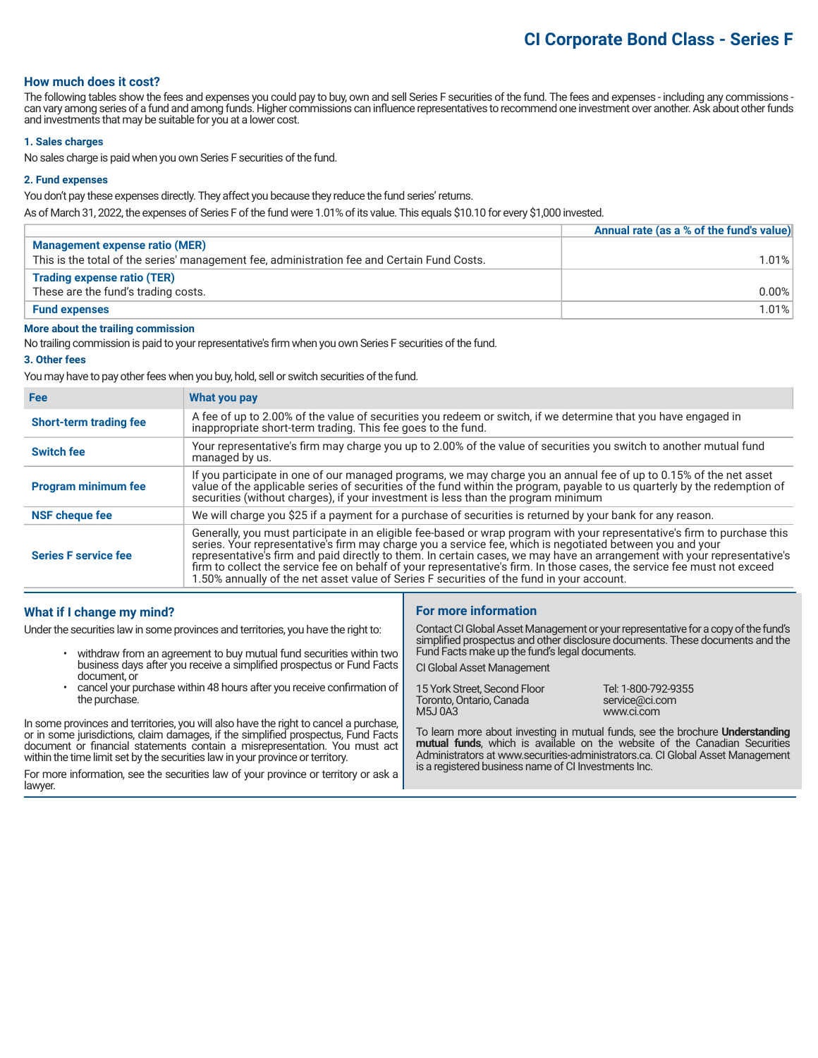# CI Corporate Bond Class - Series F

## How much does it cost?

The following tables show the fees and expenses you could pay to buy, own and sell Series F securities of the fund. The fees and expenses - including any commissions - can vary among series of a fund and among funds. Higher commissions can influence representatives to recommend one investment over another. Ask about other funds and investments that may be suitable for you at a lower cost.

### 1. Sales charges

No sales charge is paid when you own Series F securities of the fund.

### 2. Fund expenses

You don't pay these expenses directly. They affect you because they reduce the fund series' returns.

As of March 31, 2022, the expenses of Series F of the fund were 1.01% of its value. This equals $10.10 for every $1,000 invested.

| | Annual rate (as a % of the fund's value) |
|---|---|
| **Management expense ratio (MER)**<br>This is the total of the series' management fee, administration fee and Certain Fund Costs. | 1.01% |
| **Trading expense ratio (TER)**<br>These are the fund's trading costs. | 0.00% |
| **Fund expenses** | 1.01% |

#### More about the trailing commission

No trailing commission is paid to your representative's firm when you own Series F securities of the fund.

### 3. Other fees

You may have to pay other fees when you buy, hold, sell or switch securities of the fund.

| Fee | What you pay |
|---|---|
| **Short-term trading fee** | A fee of up to 2.00% of the value of securities you redeem or switch, if we determine that you have engaged in inappropriate short-term trading. This fee goes to the fund. |
| **Switch fee** | Your representative's firm may charge you up to 2.00% of the value of securities you switch to another mutual fund managed by us. |
| **Program minimum fee** | If you participate in one of our managed programs, we may charge you an annual fee of up to 0.15% of the net asset value of the applicable series of securities of the fund within the program, payable to us quarterly by the redemption of securities (without charges), if your investment is less than the program minimum |
| **NSF cheque fee** | We will charge you $25 if a payment for a purchase of securities is returned by your bank for any reason. |
| **Series F service fee** | Generally, you must participate in an eligible fee-based or wrap program with your representative's firm to purchase this series. Your representative's firm may charge you a service fee, which is negotiated between you and your representative's firm and paid directly to them. In certain cases, we may have an arrangement with your representative's firm to collect the service fee on behalf of your representative's firm. In those cases, the service fee must not exceed 1.50% annually of the net asset value of Series F securities of the fund in your account. |

## What if I change my mind?

Under the securities law in some provinces and territories, you have the right to:

- withdraw from an agreement to buy mutual fund securities within two business days after you receive a simplified prospectus or Fund Facts document, or
- cancel your purchase within 48 hours after you receive confirmation of the purchase.

In some provinces and territories, you will also have the right to cancel a purchase, or in some jurisdictions, claim damages, if the simplified prospectus, Fund Facts document or financial statements contain a misrepresentation. You must act within the time limit set by the securities law in your province or territory.

For more information, see the securities law of your province or territory or ask a lawyer.

## For more information

Contact CI Global Asset Management or your representative for a copy of the fund's simplified prospectus and other disclosure documents. These documents and the Fund Facts make up the fund's legal documents.

CI Global Asset Management

15 York Street, Second Floor
Toronto, Ontario, Canada
M5J 0A3

Tel: 1-800-792-9355
service@ci.com
www.ci.com

To learn more about investing in mutual funds, see the brochure **Understanding mutual funds**, which is available on the website of the Canadian Securities Administrators at www.securities-administrators.ca. CI Global Asset Management is a registered business name of CI Investments Inc.